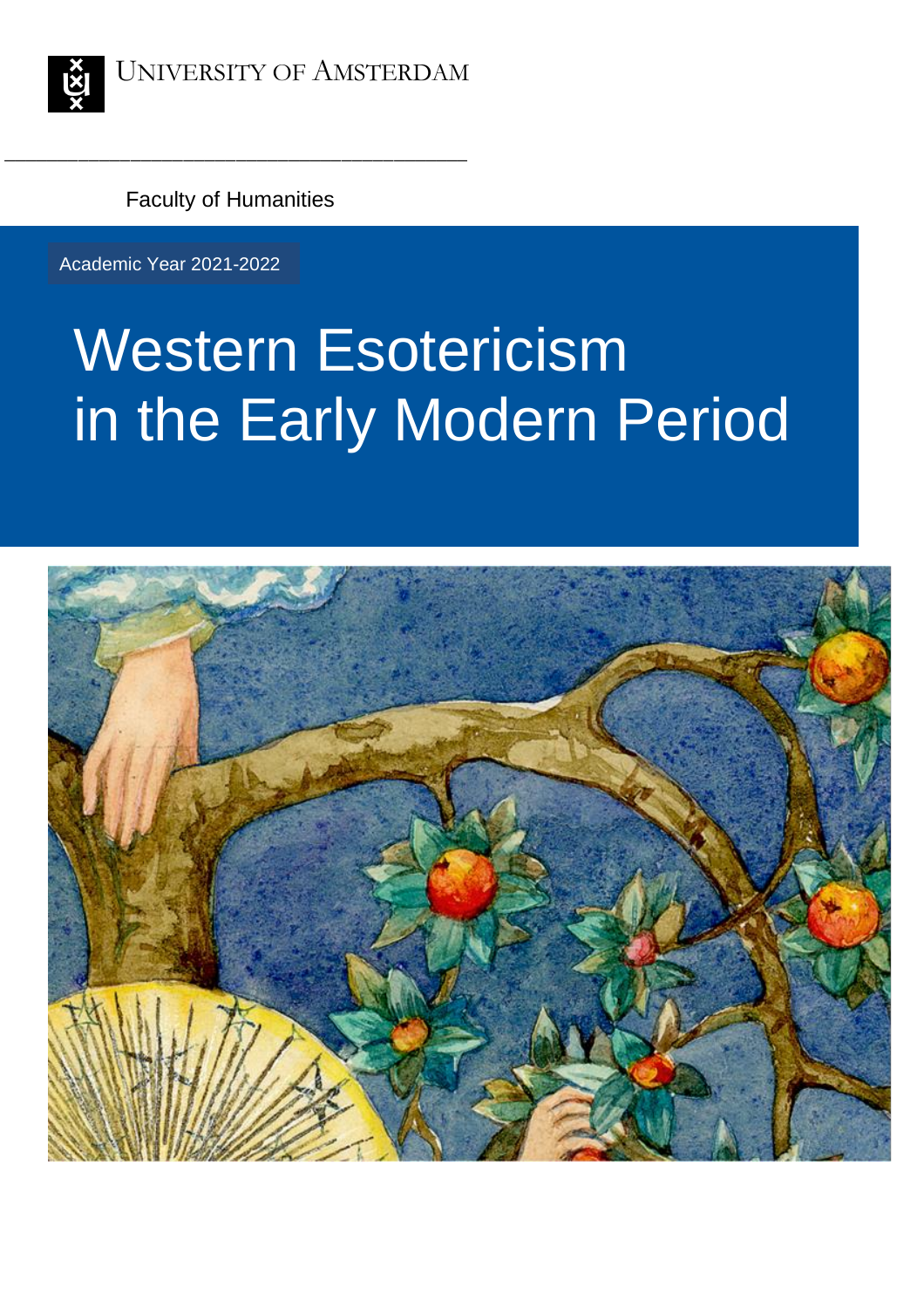University of Amsterdam

Faculty of Humanities

Academic Year 2021-2022

# Western Esotericism in the Early Modern Period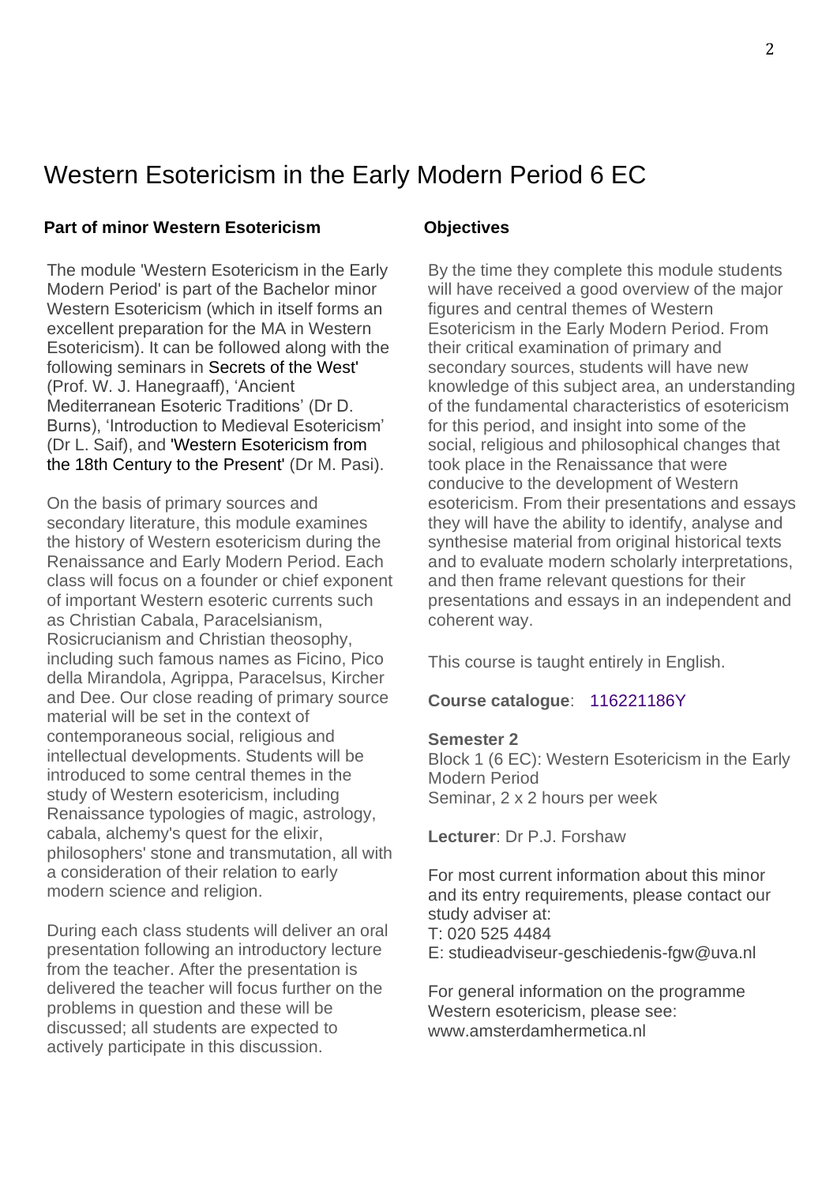# Western Esotericism in the Early Modern Period 6 EC

**Part of minor Western Esotericism**

The module 'Western Esotericism in the Early Modern Period' is part of the Bachelor minor Western Esotericism (which in itself forms an excellent preparation for the MA in Western Esotericism). It can be followed along with the following seminars in Secrets of the West' (Prof. W. J. Hanegraaff), 'Ancient Mediterranean Esoteric Traditions' (Dr D. Burns), 'Introduction to Medieval Esotericism' (Dr L. Saif), and 'Western Esotericism from the 18th Century to the Present' (Dr M. Pasi).

On the basis of primary sources and secondary literature, this module examines the history of Western esotericism during the Renaissance and Early Modern Period. Each class will focus on a founder or chief exponent of important Western esoteric currents such as Christian Cabala, Paracelsianism, Rosicrucianism and Christian theosophy, including such famous names as Ficino, Pico della Mirandola, Agrippa, Paracelsus, Kircher and Dee. Our close reading of primary source material will be set in the context of contemporaneous social, religious and intellectual developments. Students will be introduced to some central themes in the study of Western esotericism, including Renaissance typologies of magic, astrology, cabala, alchemy's quest for the elixir, philosophers' stone and transmutation, all with a consideration of their relation to early modern science and religion.

During each class students will deliver an oral presentation following an introductory lecture from the teacher. After the presentation is delivered the teacher will focus further on the problems in question and these will be discussed; all students are expected to actively participate in this discussion.

**Objectives**

By the time they complete this module students will have received a good overview of the major figures and central themes of Western Esotericism in the Early Modern Period. From their critical examination of primary and secondary sources, students will have new knowledge of this subject area, an understanding of the fundamental characteristics of esotericism for this period, and insight into some of the social, religious and philosophical changes that took place in the Renaissance that were conducive to the development of Western esotericism. From their presentations and essays they will have the ability to identify, analyse and synthesise material from original historical texts and to evaluate modern scholarly interpretations, and then frame relevant questions for their presentations and essays in an independent and coherent way.

This course is taught entirely in English.

**Course catalogue**: 116221186Y

**Semester 2**
Block 1 (6 EC): Western Esotericism in the Early Modern Period
Seminar, 2 x 2 hours per week

**Lecturer**: Dr P.J. Forshaw

For most current information about this minor and its entry requirements, please contact our study adviser at:
T: 020 525 4484
E: studieadviseur-geschiedenis-fgw@uva.nl

For general information on the programme Western esotericism, please see:
www.amsterdamhermetica.nl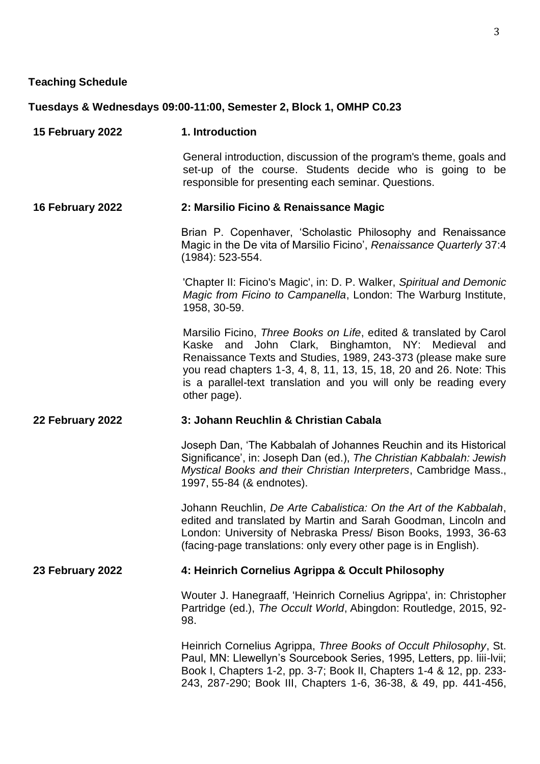**Teaching Schedule**

**Tuesdays & Wednesdays 09:00-11:00, Semester 2, Block 1, OMHP C0.23**

**15 February 2022** **1. Introduction**

General introduction, discussion of the program's theme, goals and set-up of the course. Students decide who is going to be responsible for presenting each seminar. Questions.

**16 February 2022** **2: Marsilio Ficino & Renaissance Magic**

Brian P. Copenhaver, 'Scholastic Philosophy and Renaissance Magic in the De vita of Marsilio Ficino', *Renaissance Quarterly* 37:4 (1984): 523-554.

'Chapter II: Ficino's Magic', in: D. P. Walker, *Spiritual and Demonic Magic from Ficino to Campanella*, London: The Warburg Institute, 1958, 30-59.

Marsilio Ficino, *Three Books on Life*, edited & translated by Carol Kaske and John Clark, Binghamton, NY: Medieval and Renaissance Texts and Studies, 1989, 243-373 (please make sure you read chapters 1-3, 4, 8, 11, 13, 15, 18, 20 and 26. Note: This is a parallel-text translation and you will only be reading every other page).

**22 February 2022** **3: Johann Reuchlin & Christian Cabala**

Joseph Dan, 'The Kabbalah of Johannes Reuchin and its Historical Significance', in: Joseph Dan (ed.), *The Christian Kabbalah: Jewish Mystical Books and their Christian Interpreters*, Cambridge Mass., 1997, 55-84 (& endnotes).

Johann Reuchlin, *De Arte Cabalistica: On the Art of the Kabbalah*, edited and translated by Martin and Sarah Goodman, Lincoln and London: University of Nebraska Press/ Bison Books, 1993, 36-63 (facing-page translations: only every other page is in English).

**23 February 2022** **4: Heinrich Cornelius Agrippa & Occult Philosophy**

Wouter J. Hanegraaff, 'Heinrich Cornelius Agrippa', in: Christopher Partridge (ed.), *The Occult World*, Abingdon: Routledge, 2015, 92-98.

Heinrich Cornelius Agrippa, *Three Books of Occult Philosophy*, St. Paul, MN: Llewellyn's Sourcebook Series, 1995, Letters, pp. liii-lvii; Book I, Chapters 1-2, pp. 3-7; Book II, Chapters 1-4 & 12, pp. 233-243, 287-290; Book III, Chapters 1-6, 36-38, & 49, pp. 441-456,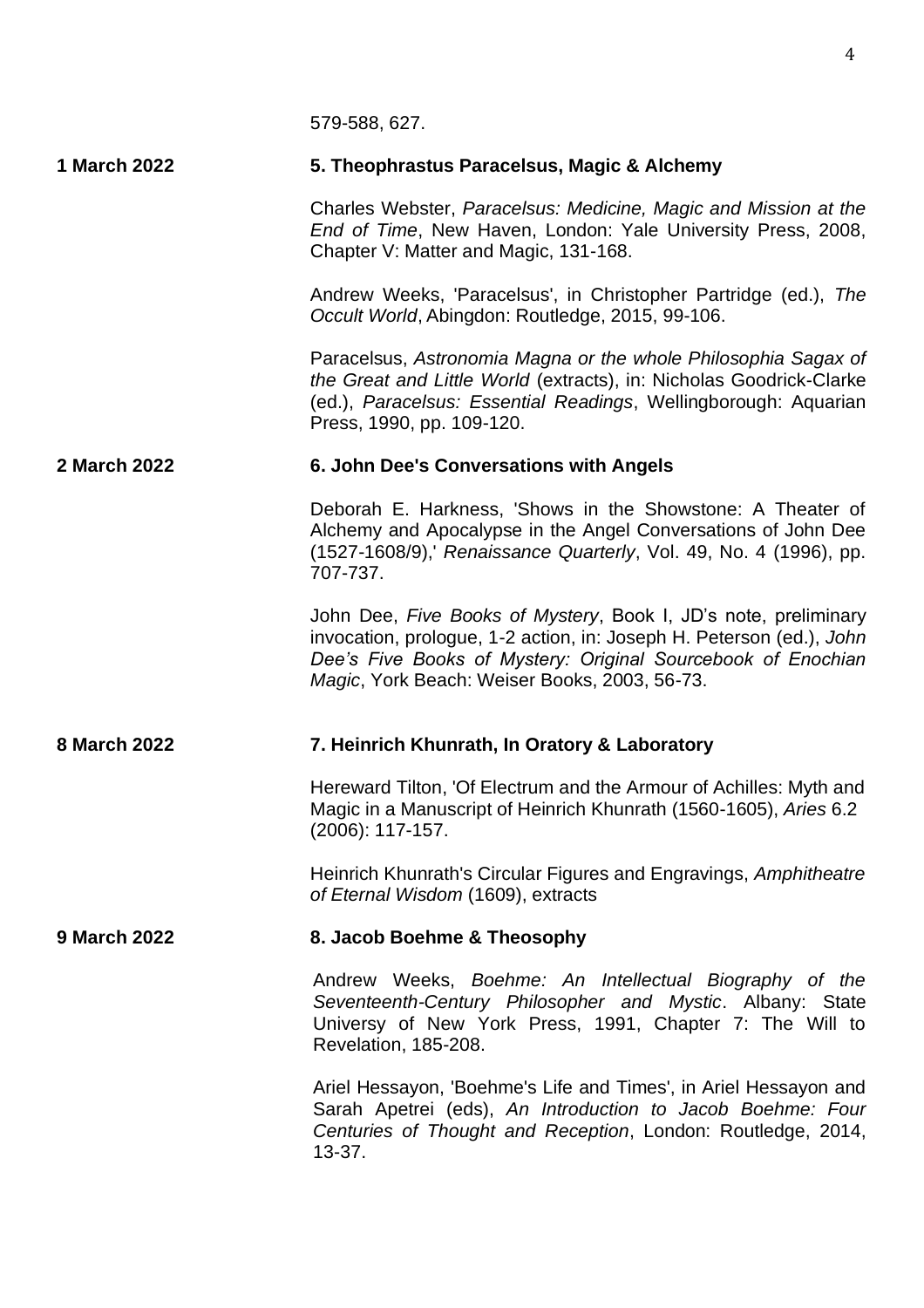579-588, 627.

**1 March 2022** **5. Theophrastus Paracelsus, Magic & Alchemy**

Charles Webster, *Paracelsus: Medicine, Magic and Mission at the End of Time*, New Haven, London: Yale University Press, 2008, Chapter V: Matter and Magic, 131-168.

Andrew Weeks, 'Paracelsus', in Christopher Partridge (ed.), *The Occult World*, Abingdon: Routledge, 2015, 99-106.

Paracelsus, *Astronomia Magna or the whole Philosophia Sagax of the Great and Little World* (extracts), in: Nicholas Goodrick-Clarke (ed.), *Paracelsus: Essential Readings*, Wellingborough: Aquarian Press, 1990, pp. 109-120.

**2 March 2022** **6. John Dee's Conversations with Angels**

Deborah E. Harkness, 'Shows in the Showstone: A Theater of Alchemy and Apocalypse in the Angel Conversations of John Dee (1527-1608/9),' *Renaissance Quarterly*, Vol. 49, No. 4 (1996), pp. 707-737.

John Dee, *Five Books of Mystery*, Book I, JD's note, preliminary invocation, prologue, 1-2 action, in: Joseph H. Peterson (ed.), *John Dee's Five Books of Mystery: Original Sourcebook of Enochian Magic*, York Beach: Weiser Books, 2003, 56-73.

**8 March 2022** **7. Heinrich Khunrath, In Oratory & Laboratory**

Hereward Tilton, 'Of Electrum and the Armour of Achilles: Myth and Magic in a Manuscript of Heinrich Khunrath (1560-1605), *Aries* 6.2 (2006): 117-157.

Heinrich Khunrath's Circular Figures and Engravings, *Amphitheatre of Eternal Wisdom* (1609), extracts

**9 March 2022** **8. Jacob Boehme & Theosophy**

Andrew Weeks, *Boehme: An Intellectual Biography of the Seventeenth-Century Philosopher and Mystic*. Albany: State Universy of New York Press, 1991, Chapter 7: The Will to Revelation, 185-208.

Ariel Hessayon, 'Boehme's Life and Times', in Ariel Hessayon and Sarah Apetrei (eds), *An Introduction to Jacob Boehme: Four Centuries of Thought and Reception*, London: Routledge, 2014, 13-37.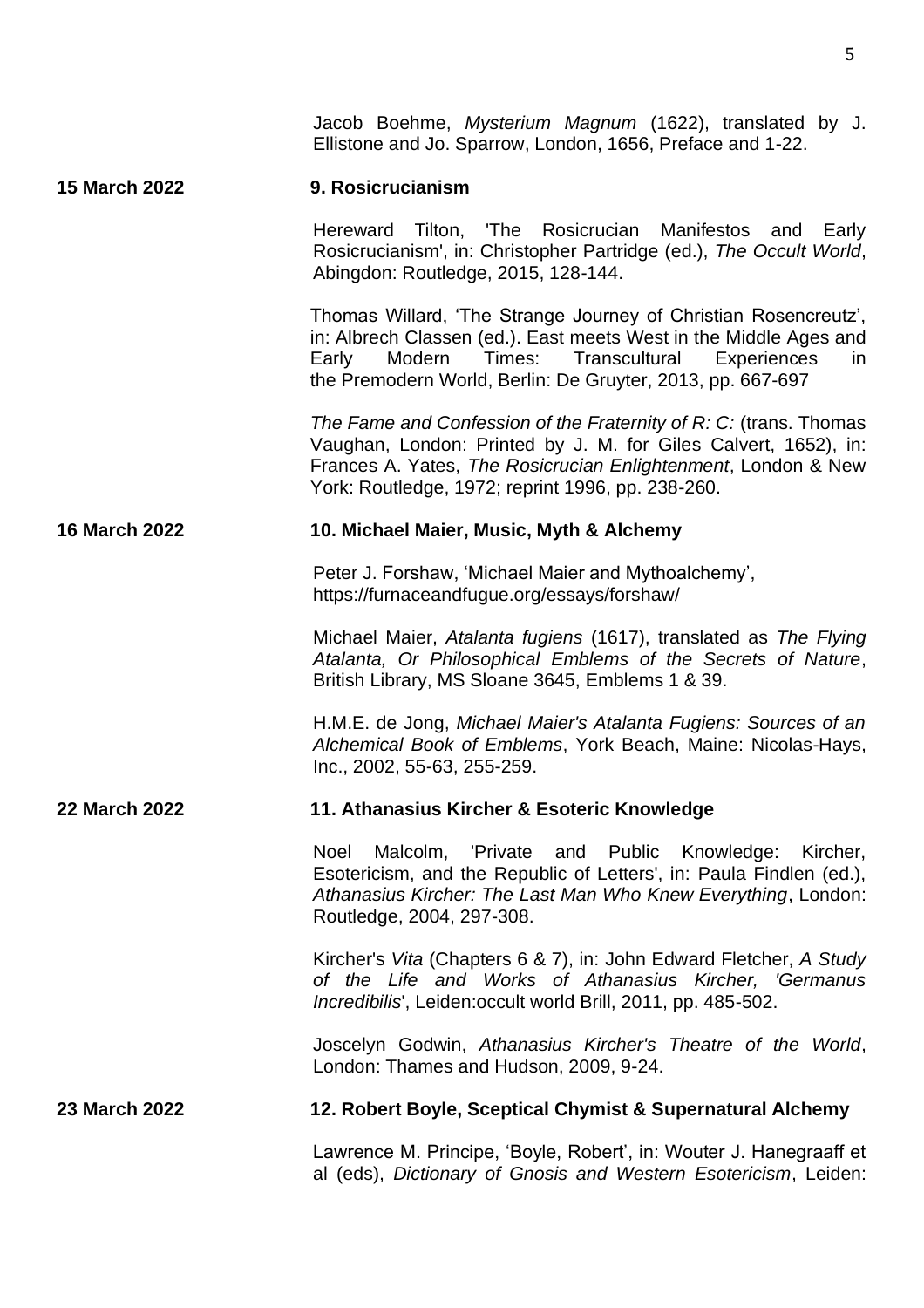Jacob Boehme, *Mysterium Magnum* (1622), translated by J. Ellistone and Jo. Sparrow, London, 1656, Preface and 1-22.

**15 March 2022** **9. Rosicrucianism**

Hereward Tilton, 'The Rosicrucian Manifestos and Early Rosicrucianism', in: Christopher Partridge (ed.), *The Occult World*, Abingdon: Routledge, 2015, 128-144.

Thomas Willard, 'The Strange Journey of Christian Rosencreutz', in: Albrech Classen (ed.). East meets West in the Middle Ages and Early Modern Times: Transcultural Experiences in the Premodern World, Berlin: De Gruyter, 2013, pp. 667-697

*The Fame and Confession of the Fraternity of R: C:* (trans. Thomas Vaughan, London: Printed by J. M. for Giles Calvert, 1652), in: Frances A. Yates, *The Rosicrucian Enlightenment*, London & New York: Routledge, 1972; reprint 1996, pp. 238-260.

**16 March 2022** **10. Michael Maier, Music, Myth & Alchemy**

Peter J. Forshaw, 'Michael Maier and Mythoalchemy', https://furnaceandfugue.org/essays/forshaw/

Michael Maier, *Atalanta fugiens* (1617), translated as *The Flying Atalanta, Or Philosophical Emblems of the Secrets of Nature*, British Library, MS Sloane 3645, Emblems 1 & 39.

H.M.E. de Jong, *Michael Maier's Atalanta Fugiens: Sources of an Alchemical Book of Emblems*, York Beach, Maine: Nicolas-Hays, Inc., 2002, 55-63, 255-259.

**22 March 2022** **11. Athanasius Kircher & Esoteric Knowledge**

Noel Malcolm, 'Private and Public Knowledge: Kircher, Esotericism, and the Republic of Letters', in: Paula Findlen (ed.), *Athanasius Kircher: The Last Man Who Knew Everything*, London: Routledge, 2004, 297-308.

Kircher's *Vita* (Chapters 6 & 7), in: John Edward Fletcher, *A Study of the Life and Works of Athanasius Kircher, 'Germanus Incredibilis*', Leiden:occult world Brill, 2011, pp. 485-502.

Joscelyn Godwin, *Athanasius Kircher's Theatre of the World*, London: Thames and Hudson, 2009, 9-24.

**23 March 2022** **12. Robert Boyle, Sceptical Chymist & Supernatural Alchemy**

Lawrence M. Principe, 'Boyle, Robert', in: Wouter J. Hanegraaff et al (eds), *Dictionary of Gnosis and Western Esotericism*, Leiden: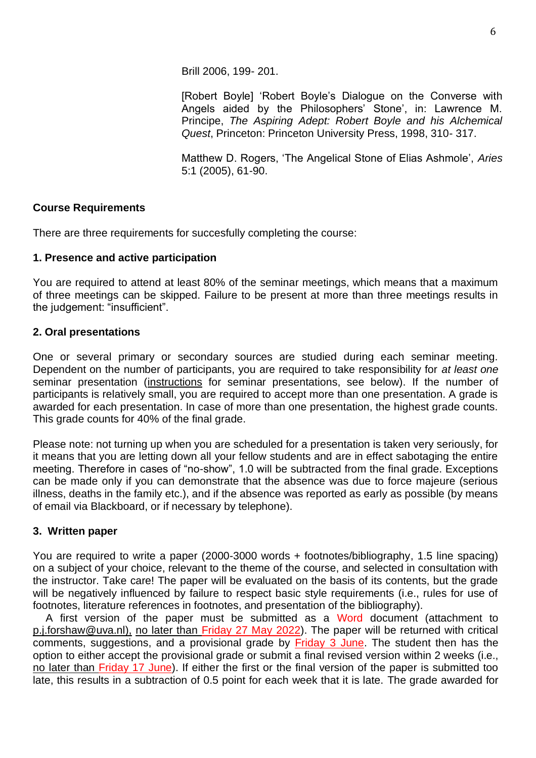Brill 2006, 199- 201.

[Robert Boyle] 'Robert Boyle's Dialogue on the Converse with Angels aided by the Philosophers' Stone', in: Lawrence M. Principe, *The Aspiring Adept: Robert Boyle and his Alchemical Quest*, Princeton: Princeton University Press, 1998, 310- 317.

Matthew D. Rogers, 'The Angelical Stone of Elias Ashmole', *Aries* 5:1 (2005), 61-90.

**Course Requirements**

There are three requirements for succesfully completing the course:

**1. Presence and active participation**

You are required to attend at least 80% of the seminar meetings, which means that a maximum of three meetings can be skipped. Failure to be present at more than three meetings results in the judgement: "insufficient".

**2. Oral presentations**

One or several primary or secondary sources are studied during each seminar meeting. Dependent on the number of participants, you are required to take responsibility for *at least one* seminar presentation (instructions for seminar presentations, see below). If the number of participants is relatively small, you are required to accept more than one presentation. A grade is awarded for each presentation. In case of more than one presentation, the highest grade counts. This grade counts for 40% of the final grade.

Please note: not turning up when you are scheduled for a presentation is taken very seriously, for it means that you are letting down all your fellow students and are in effect sabotaging the entire meeting. Therefore in cases of "no-show", 1.0 will be subtracted from the final grade. Exceptions can be made only if you can demonstrate that the absence was due to force majeure (serious illness, deaths in the family etc.), and if the absence was reported as early as possible (by means of email via Blackboard, or if necessary by telephone).

**3. Written paper**

You are required to write a paper (2000-3000 words + footnotes/bibliography, 1.5 line spacing) on a subject of your choice, relevant to the theme of the course, and selected in consultation with the instructor. Take care! The paper will be evaluated on the basis of its contents, but the grade will be negatively influenced by failure to respect basic style requirements (i.e., rules for use of footnotes, literature references in footnotes, and presentation of the bibliography).

A first version of the paper must be submitted as a Word document (attachment to p.j.forshaw@uva.nl), no later than Friday 27 May 2022). The paper will be returned with critical comments, suggestions, and a provisional grade by Friday 3 June. The student then has the option to either accept the provisional grade or submit a final revised version within 2 weeks (i.e., no later than Friday 17 June). If either the first or the final version of the paper is submitted too late, this results in a subtraction of 0.5 point for each week that it is late. The grade awarded for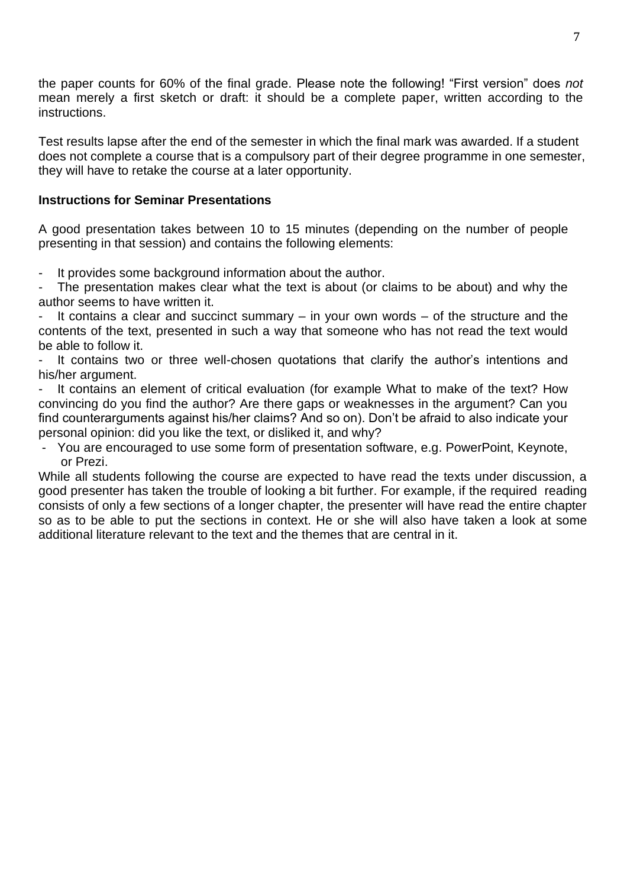the paper counts for 60% of the final grade. Please note the following! “First version” does *not* mean merely a first sketch or draft: it should be a complete paper, written according to the instructions.

Test results lapse after the end of the semester in which the final mark was awarded. If a student does not complete a course that is a compulsory part of their degree programme in one semester, they will have to retake the course at a later opportunity.

**Instructions for Seminar Presentations**

A good presentation takes between 10 to 15 minutes (depending on the number of people presenting in that session) and contains the following elements:

- It provides some background information about the author.
- The presentation makes clear what the text is about (or claims to be about) and why the author seems to have written it.
- It contains a clear and succinct summary – in your own words – of the structure and the contents of the text, presented in such a way that someone who has not read the text would be able to follow it.
- It contains two or three well-chosen quotations that clarify the author’s intentions and his/her argument.
- It contains an element of critical evaluation (for example What to make of the text? How convincing do you find the author? Are there gaps or weaknesses in the argument? Can you find counterarguments against his/her claims? And so on). Don’t be afraid to also indicate your personal opinion: did you like the text, or disliked it, and why?
- You are encouraged to use some form of presentation software, e.g. PowerPoint, Keynote, or Prezi.

While all students following the course are expected to have read the texts under discussion, a good presenter has taken the trouble of looking a bit further. For example, if the required reading consists of only a few sections of a longer chapter, the presenter will have read the entire chapter so as to be able to put the sections in context. He or she will also have taken a look at some additional literature relevant to the text and the themes that are central in it.